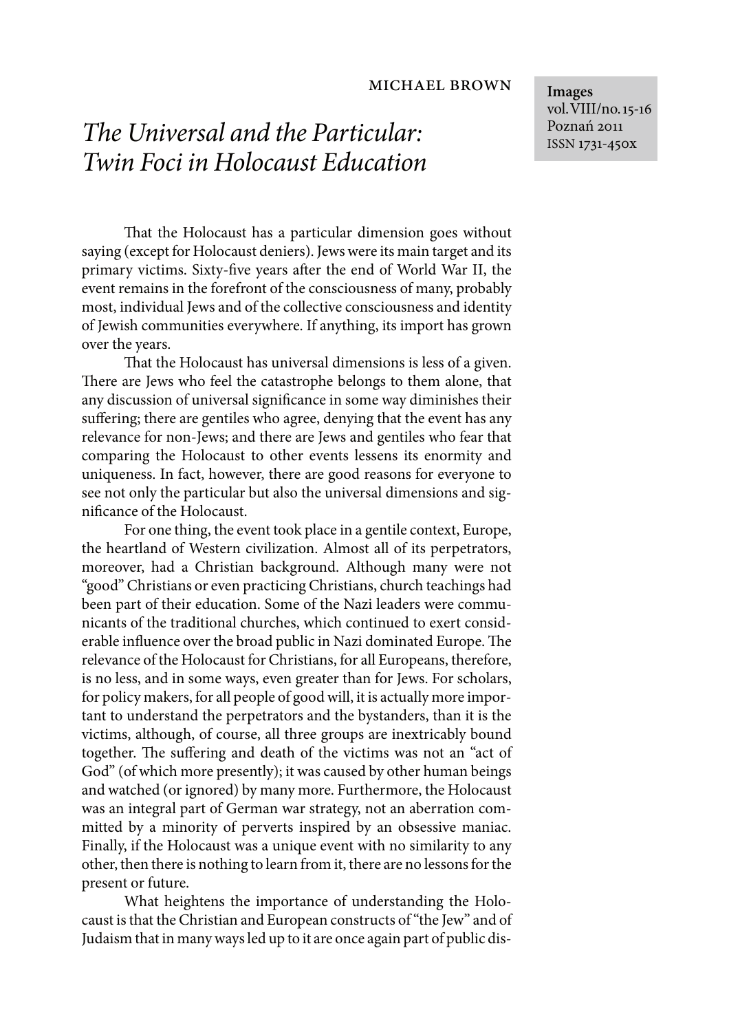MICHAEL BROWN

# *The Universal and the Particular: Twin Foci in Holocaust Education*

Images vol. VIII/no. 15-16 Poznań 2011 ISSN 1731-450x

That the Holocaust has a particular dimension goes without saying (except for Holocaust deniers). Jews were its main target and its primary victims. Sixty-five years after the end of World War II, the event remains in the forefront of the consciousness of many, probably most, individual Jews and of the collective consciousness and identity of Jewish communities everywhere. If anything, its import has grown over the years.

That the Holocaust has universal dimensions is less of a given. There are Jews who feel the catastrophe belongs to them alone, that any discussion of universal significance in some way diminishes their suffering; there are gentiles who agree, denying that the event has any relevance for non-Jews; and there are Jews and gentiles who fear that comparing the Holocaust to other events lessens its enormity and uniqueness. In fact, however, there are good reasons for everyone to see not only the particular but also the universal dimensions and significance of the Holocaust.

For one thing, the event took place in a gentile context, Europe, the heartland of Western civilization. Almost all of its perpetrators, moreover, had a Christian background. Although many were not "good" Christians or even practicing Christians, church teachings had been part of their education. Some of the Nazi leaders were communicants of the traditional churches, which continued to exert considerable influence over the broad public in Nazi dominated Europe. The relevance of the Holocaust for Christians, for all Europeans, therefore, is no less, and in some ways, even greater than for Jews. For scholars, for policy makers, for all people of good will, it is actually more important to understand the perpetrators and the bystanders, than it is the victims, although, of course, all three groups are inextricably bound together. The suffering and death of the victims was not an "act of God" (of which more presently); it was caused by other human beings and watched (or ignored) by many more. Furthermore, the Holocaust was an integral part of German war strategy, not an aberration committed by a minority of perverts inspired by an obsessive maniac. Finally, if the Holocaust was a unique event with no similarity to any other, then there is nothing to learn from it, there are no lessons for the present or future.

What heightens the importance of understanding the Holocaust is that the Christian and European constructs of "the Jew" and of Judaism that in many ways led up to it are once again part of public dis-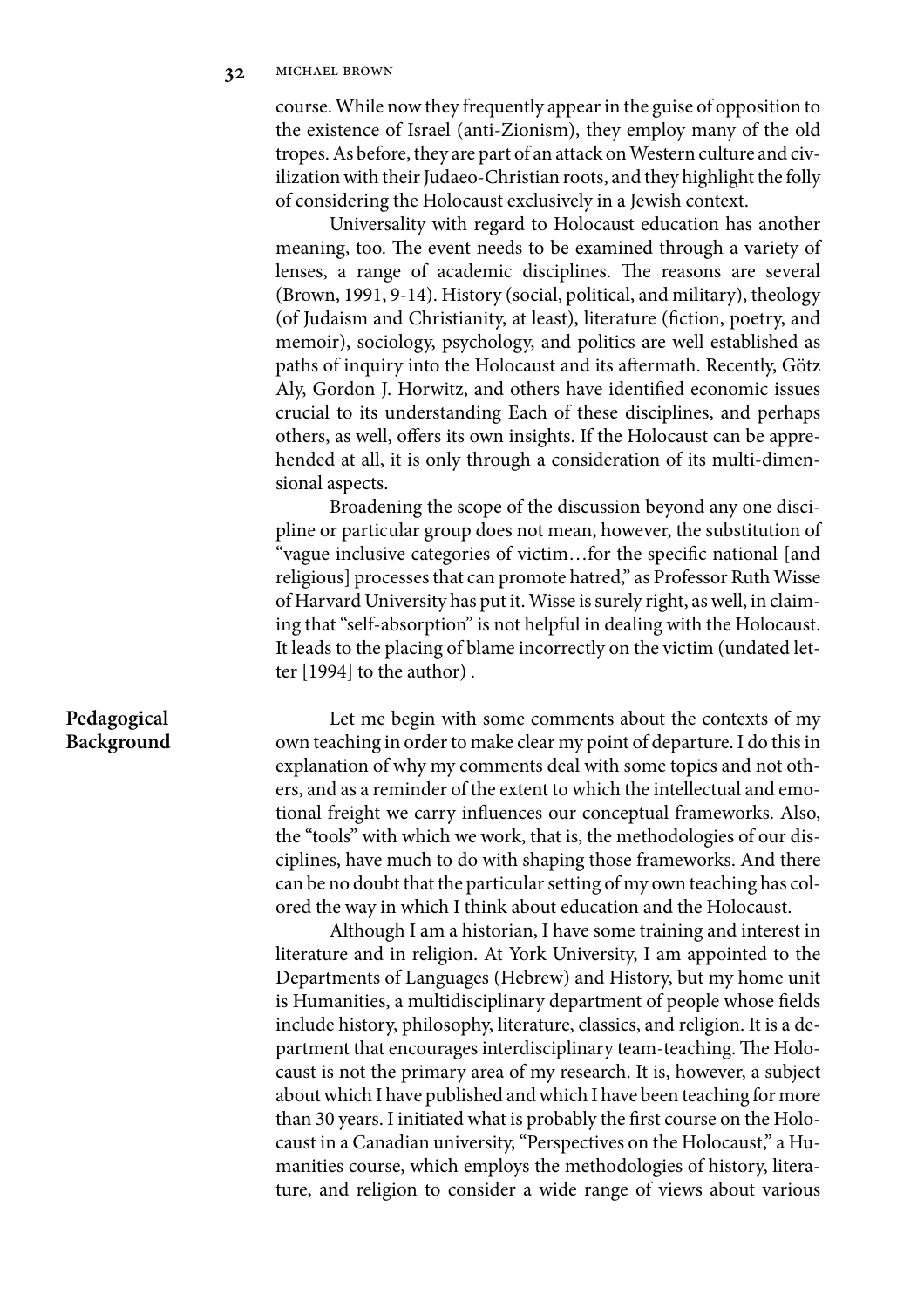course. While now they frequently appear in the guise of opposition to the existence of Israel (anti-Zionism), they employ many of the old tropes. As before, they are part of an attack on Western culture and civilization with their Judaeo-Christian roots, and they highlight the folly of considering the Holocaust exclusively in a Jewish context.

Universality with regard to Holocaust education has another meaning, too. The event needs to be examined through a variety of lenses, a range of academic disciplines. The reasons are several (Brown, 1991, 9-14). History (social, political, and military), theology (of Judaism and Christianity, at least), literature (fiction, poetry, and memoir), sociology, psychology, and politics are well established as paths of inquiry into the Holocaust and its aftermath. Recently, Götz Aly, Gordon J. Horwitz, and others have identified economic issues crucial to its understanding Each of these disciplines, and perhaps others, as well, offers its own insights. If the Holocaust can be apprehended at all, it is only through a consideration of its multi-dimensional aspects.

Broadening the scope of the discussion beyond any one discipline or particular group does not mean, however, the substitution of "vague inclusive categories of victim…for the specific national [and religious] processes that can promote hatred," as Professor Ruth Wisse of Harvard University has put it. Wisse is surely right, as well, in claiming that "self-absorption" is not helpful in dealing with the Holocaust. It leads to the placing of blame incorrectly on the victim (undated letter [1994] to the author) .

## Pedagogical Background

Let me begin with some comments about the contexts of my own teaching in order to make clear my point of departure. I do this in explanation of why my comments deal with some topics and not others, and as a reminder of the extent to which the intellectual and emotional freight we carry influences our conceptual frameworks. Also, the "tools" with which we work, that is, the methodologies of our disciplines, have much to do with shaping those frameworks. And there can be no doubt that the particular setting of my own teaching has colored the way in which I think about education and the Holocaust.

Although I am a historian, I have some training and interest in literature and in religion. At York University, I am appointed to the Departments of Languages (Hebrew) and History, but my home unit is Humanities, a multidisciplinary department of people whose fields include history, philosophy, literature, classics, and religion. It is a department that encourages interdisciplinary team-teaching. The Holocaust is not the primary area of my research. It is, however, a subject about which I have published and which I have been teaching for more than 30 years. I initiated what is probably the first course on the Holocaust in a Canadian university, "Perspectives on the Holocaust," a Humanities course, which employs the methodologies of history, literature, and religion to consider a wide range of views about various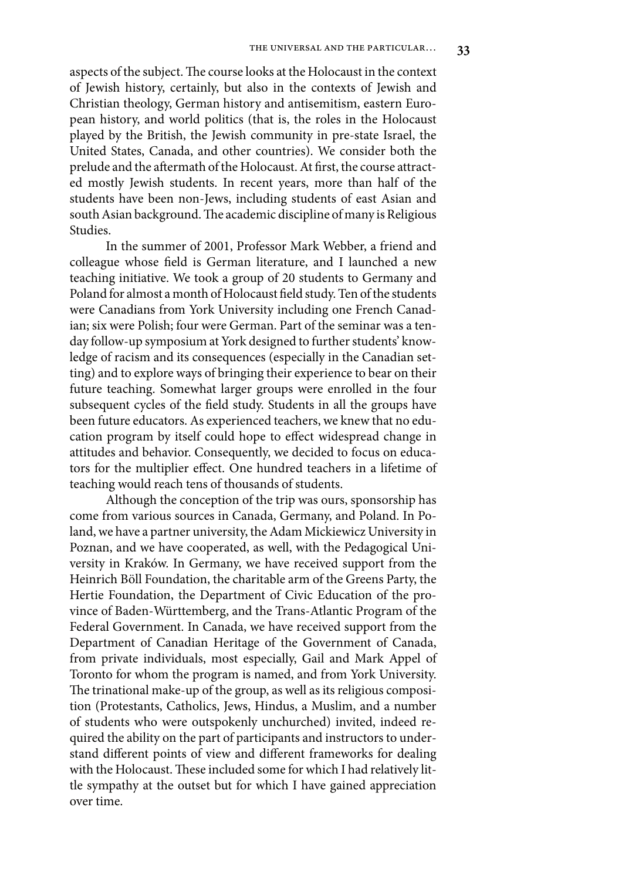aspects of the subject. The course looks at the Holocaust in the context of Jewish history, certainly, but also in the contexts of Jewish and Christian theology, German history and antisemitism, eastern European history, and world politics (that is, the roles in the Holocaust played by the British, the Jewish community in pre-state Israel, the United States, Canada, and other countries). We consider both the prelude and the aftermath of the Holocaust. At first, the course attracted mostly Jewish students. In recent years, more than half of the students have been non-Jews, including students of east Asian and south Asian background. The academic discipline of many is Religious Studies.

In the summer of 2001, Professor Mark Webber, a friend and colleague whose field is German literature, and I launched a new teaching initiative. We took a group of 20 students to Germany and Poland for almost a month of Holocaust field study. Ten of the students were Canadians from York University including one French Canadian; six were Polish; four were German. Part of the seminar was a ten-day follow-up symposium at York designed to further students' knowledge of racism and its consequences (especially in the Canadian setting) and to explore ways of bringing their experience to bear on their future teaching. Somewhat larger groups were enrolled in the four subsequent cycles of the field study. Students in all the groups have been future educators. As experienced teachers, we knew that no education program by itself could hope to effect widespread change in attitudes and behavior. Consequently, we decided to focus on educators for the multiplier effect. One hundred teachers in a lifetime of teaching would reach tens of thousands of students.

Although the conception of the trip was ours, sponsorship has come from various sources in Canada, Germany, and Poland. In Poland, we have a partner university, the Adam Mickiewicz University in Poznan, and we have cooperated, as well, with the Pedagogical University in Kraków. In Germany, we have received support from the Heinrich Böll Foundation, the charitable arm of the Greens Party, the Hertie Foundation, the Department of Civic Education of the province of Baden-Württemberg, and the Trans-Atlantic Program of the Federal Government. In Canada, we have received support from the Department of Canadian Heritage of the Government of Canada, from private individuals, most especially, Gail and Mark Appel of Toronto for whom the program is named, and from York University. The trinational make-up of the group, as well as its religious composition (Protestants, Catholics, Jews, Hindus, a Muslim, and a number of students who were outspokenly unchurched) invited, indeed required the ability on the part of participants and instructors to understand different points of view and different frameworks for dealing with the Holocaust. These included some for which I had relatively little sympathy at the outset but for which I have gained appreciation over time.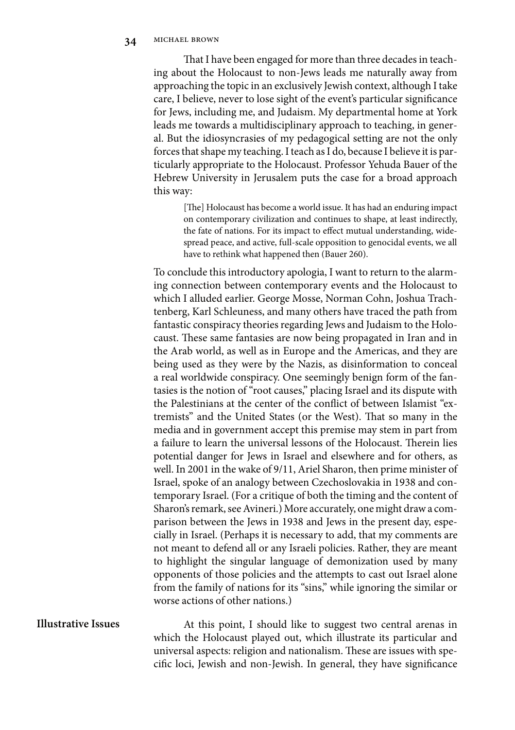That I have been engaged for more than three decades in teaching about the Holocaust to non-Jews leads me naturally away from approaching the topic in an exclusively Jewish context, although I take care, I believe, never to lose sight of the event's particular significance for Jews, including me, and Judaism. My departmental home at York leads me towards a multidisciplinary approach to teaching, in general. But the idiosyncrasies of my pedagogical setting are not the only forces that shape my teaching. I teach as I do, because I believe it is particularly appropriate to the Holocaust. Professor Yehuda Bauer of the Hebrew University in Jerusalem puts the case for a broad approach this way:

> [The] Holocaust has become a world issue. It has had an enduring impact on contemporary civilization and continues to shape, at least indirectly, the fate of nations. For its impact to effect mutual understanding, widespread peace, and active, full-scale opposition to genocidal events, we all have to rethink what happened then (Bauer 260).

To conclude this introductory apologia, I want to return to the alarming connection between contemporary events and the Holocaust to which I alluded earlier. George Mosse, Norman Cohn, Joshua Trachtenberg, Karl Schleuness, and many others have traced the path from fantastic conspiracy theories regarding Jews and Judaism to the Holocaust. These same fantasies are now being propagated in Iran and in the Arab world, as well as in Europe and the Americas, and they are being used as they were by the Nazis, as disinformation to conceal a real worldwide conspiracy. One seemingly benign form of the fantasies is the notion of "root causes," placing Israel and its dispute with the Palestinians at the center of the conflict of between Islamist "extremists" and the United States (or the West). That so many in the media and in government accept this premise may stem in part from a failure to learn the universal lessons of the Holocaust. Therein lies potential danger for Jews in Israel and elsewhere and for others, as well. In 2001 in the wake of 9/11, Ariel Sharon, then prime minister of Israel, spoke of an analogy between Czechoslovakia in 1938 and contemporary Israel. (For a critique of both the timing and the content of Sharon's remark, see Avineri.) More accurately, one might draw a comparison between the Jews in 1938 and Jews in the present day, especially in Israel. (Perhaps it is necessary to add, that my comments are not meant to defend all or any Israeli policies. Rather, they are meant to highlight the singular language of demonization used by many opponents of those policies and the attempts to cast out Israel alone from the family of nations for its "sins," while ignoring the similar or worse actions of other nations.)

## Illustrative Issues

At this point, I should like to suggest two central arenas in which the Holocaust played out, which illustrate its particular and universal aspects: religion and nationalism. These are issues with specific loci, Jewish and non-Jewish. In general, they have significance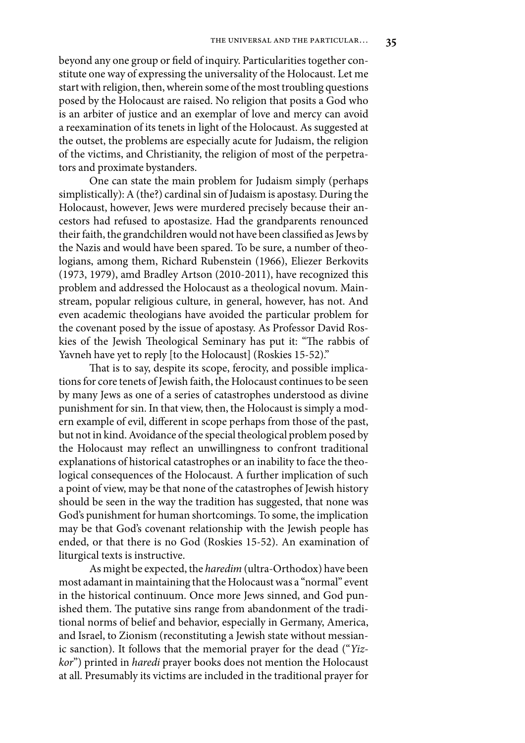beyond any one group or field of inquiry. Particularities together constitute one way of expressing the universality of the Holocaust. Let me start with religion, then, wherein some of the most troubling questions posed by the Holocaust are raised. No religion that posits a God who is an arbiter of justice and an exemplar of love and mercy can avoid a reexamination of its tenets in light of the Holocaust. As suggested at the outset, the problems are especially acute for Judaism, the religion of the victims, and Christianity, the religion of most of the perpetrators and proximate bystanders.

One can state the main problem for Judaism simply (perhaps simplistically): A (the?) cardinal sin of Judaism is apostasy. During the Holocaust, however, Jews were murdered precisely because their ancestors had refused to apostasize. Had the grandparents renounced their faith, the grandchildren would not have been classified as Jews by the Nazis and would have been spared. To be sure, a number of theologians, among them, Richard Rubenstein (1966), Eliezer Berkovits (1973, 1979), amd Bradley Artson (2010-2011), have recognized this problem and addressed the Holocaust as a theological novum. Mainstream, popular religious culture, in general, however, has not. And even academic theologians have avoided the particular problem for the covenant posed by the issue of apostasy. As Professor David Roskies of the Jewish Theological Seminary has put it: "The rabbis of Yavneh have yet to reply [to the Holocaust] (Roskies 15-52)."

That is to say, despite its scope, ferocity, and possible implications for core tenets of Jewish faith, the Holocaust continues to be seen by many Jews as one of a series of catastrophes understood as divine punishment for sin. In that view, then, the Holocaust is simply a modern example of evil, different in scope perhaps from those of the past, but not in kind. Avoidance of the special theological problem posed by the Holocaust may reflect an unwillingness to confront traditional explanations of historical catastrophes or an inability to face the theological consequences of the Holocaust. A further implication of such a point of view, may be that none of the catastrophes of Jewish history should be seen in the way the tradition has suggested, that none was God's punishment for human shortcomings. To some, the implication may be that God's covenant relationship with the Jewish people has ended, or that there is no God (Roskies 15-52). An examination of liturgical texts is instructive.

As might be expected, the *haredim* (ultra-Orthodox) have been most adamant in maintaining that the Holocaust was a "normal" event in the historical continuum. Once more Jews sinned, and God punished them. The putative sins range from abandonment of the traditional norms of belief and behavior, especially in Germany, America, and Israel, to Zionism (reconstituting a Jewish state without messianic sanction). It follows that the memorial prayer for the dead ("*Yizkor*") printed in *haredi* prayer books does not mention the Holocaust at all. Presumably its victims are included in the traditional prayer for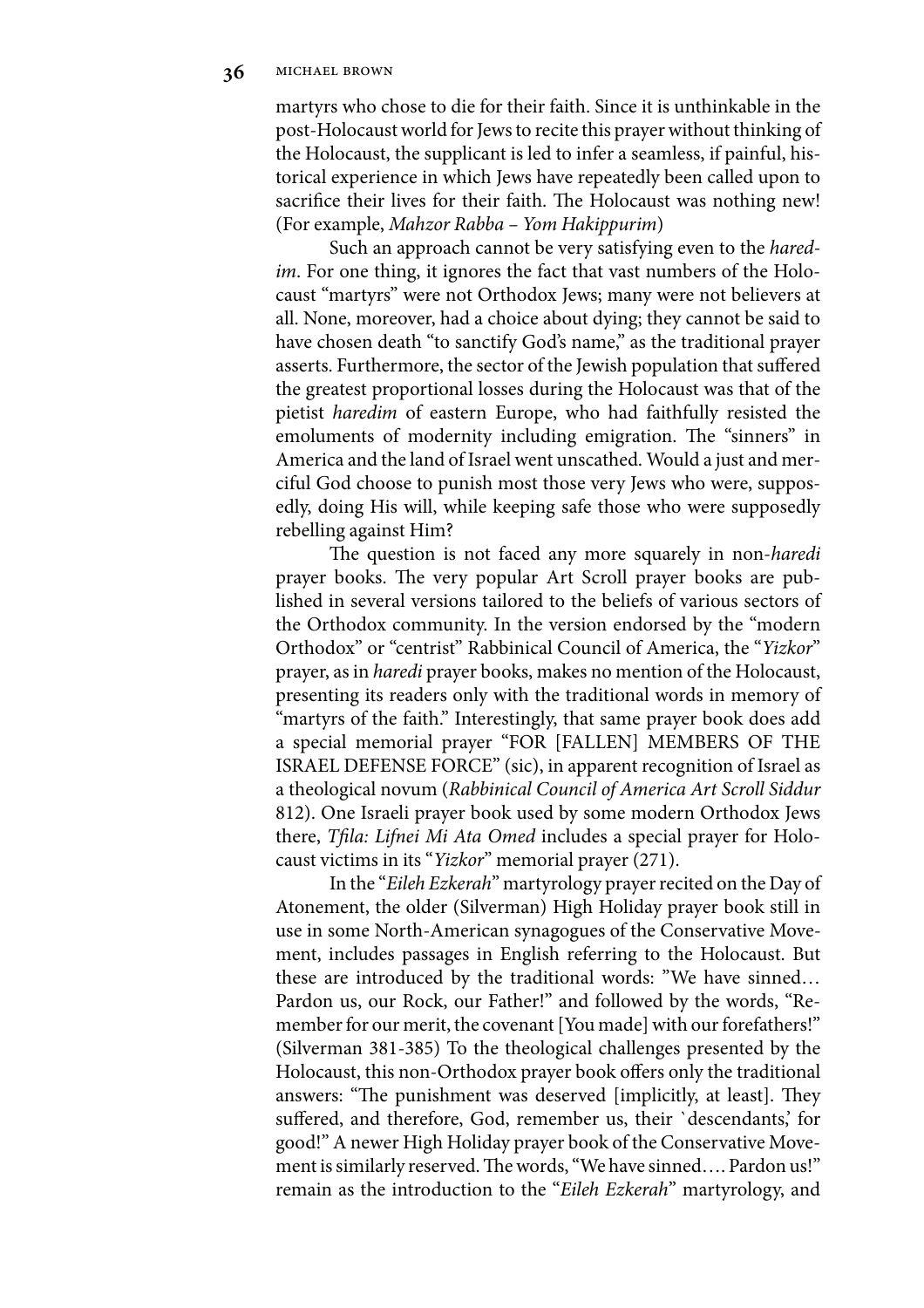martyrs who chose to die for their faith. Since it is unthinkable in the post-Holocaust world for Jews to recite this prayer without thinking of the Holocaust, the supplicant is led to infer a seamless, if painful, historical experience in which Jews have repeatedly been called upon to sacrifice their lives for their faith. The Holocaust was nothing new! (For example, *Mahzor Rabba – Yom Hakippurim*)

Such an approach cannot be very satisfying even to the *haredim*. For one thing, it ignores the fact that vast numbers of the Holocaust "martyrs" were not Orthodox Jews; many were not believers at all. None, moreover, had a choice about dying; they cannot be said to have chosen death "to sanctify God's name," as the traditional prayer asserts. Furthermore, the sector of the Jewish population that suffered the greatest proportional losses during the Holocaust was that of the pietist *haredim* of eastern Europe, who had faithfully resisted the emoluments of modernity including emigration. The "sinners" in America and the land of Israel went unscathed. Would a just and merciful God choose to punish most those very Jews who were, supposedly, doing His will, while keeping safe those who were supposedly rebelling against Him?

The question is not faced any more squarely in non-*haredi* prayer books. The very popular Art Scroll prayer books are published in several versions tailored to the beliefs of various sectors of the Orthodox community. In the version endorsed by the "modern Orthodox" or "centrist" Rabbinical Council of America, the "*Yizkor*" prayer, as in *haredi* prayer books, makes no mention of the Holocaust, presenting its readers only with the traditional words in memory of "martyrs of the faith." Interestingly, that same prayer book does add a special memorial prayer "FOR [FALLEN] MEMBERS OF THE ISRAEL DEFENSE FORCE" (sic), in apparent recognition of Israel as a theological novum (*Rabbinical Council of America Art Scroll Siddur* 812). One Israeli prayer book used by some modern Orthodox Jews there, *Tfila: Lifnei Mi Ata Omed* includes a special prayer for Holocaust victims in its "*Yizkor*" memorial prayer (271).

In the "*Eileh Ezkerah*" martyrology prayer recited on the Day of Atonement, the older (Silverman) High Holiday prayer book still in use in some North-American synagogues of the Conservative Movement, includes passages in English referring to the Holocaust. But these are introduced by the traditional words: "We have sinned… Pardon us, our Rock, our Father!" and followed by the words, "Remember for our merit, the covenant [You made] with our forefathers!" (Silverman 381-385) To the theological challenges presented by the Holocaust, this non-Orthodox prayer book offers only the traditional answers: "The punishment was deserved [implicitly, at least]. They suffered, and therefore, God, remember us, their `descendants,' for good!" A newer High Holiday prayer book of the Conservative Movement is similarly reserved. The words, "We have sinned…. Pardon us!" remain as the introduction to the "*Eileh Ezkerah*" martyrology, and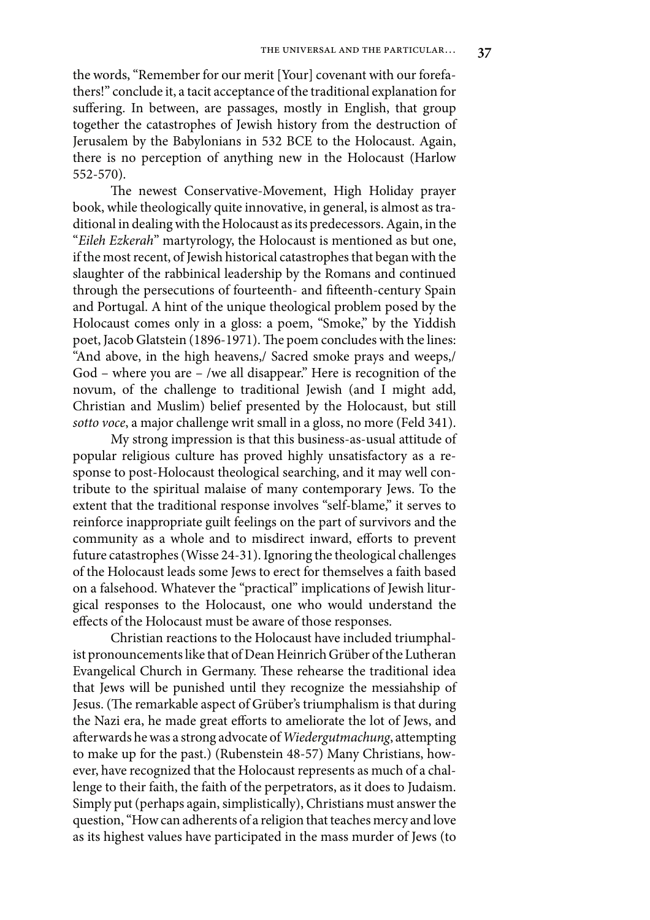the words, "Remember for our merit [Your] covenant with our forefathers!" conclude it, a tacit acceptance of the traditional explanation for suffering. In between, are passages, mostly in English, that group together the catastrophes of Jewish history from the destruction of Jerusalem by the Babylonians in 532 BCE to the Holocaust. Again, there is no perception of anything new in the Holocaust (Harlow 552-570).

The newest Conservative-Movement, High Holiday prayer book, while theologically quite innovative, in general, is almost as traditional in dealing with the Holocaust as its predecessors. Again, in the "*Eileh Ezkerah*" martyrology, the Holocaust is mentioned as but one, if the most recent, of Jewish historical catastrophes that began with the slaughter of the rabbinical leadership by the Romans and continued through the persecutions of fourteenth- and fifteenth-century Spain and Portugal. A hint of the unique theological problem posed by the Holocaust comes only in a gloss: a poem, "Smoke," by the Yiddish poet, Jacob Glatstein (1896-1971). The poem concludes with the lines: "And above, in the high heavens,/ Sacred smoke prays and weeps,/ God – where you are – /we all disappear." Here is recognition of the novum, of the challenge to traditional Jewish (and I might add, Christian and Muslim) belief presented by the Holocaust, but still *sotto voce*, a major challenge writ small in a gloss, no more (Feld 341).

My strong impression is that this business-as-usual attitude of popular religious culture has proved highly unsatisfactory as a response to post-Holocaust theological searching, and it may well contribute to the spiritual malaise of many contemporary Jews. To the extent that the traditional response involves "self-blame," it serves to reinforce inappropriate guilt feelings on the part of survivors and the community as a whole and to misdirect inward, efforts to prevent future catastrophes (Wisse 24-31). Ignoring the theological challenges of the Holocaust leads some Jews to erect for themselves a faith based on a falsehood. Whatever the "practical" implications of Jewish liturgical responses to the Holocaust, one who would understand the effects of the Holocaust must be aware of those responses.

Christian reactions to the Holocaust have included triumphalist pronouncements like that of Dean Heinrich Grüber of the Lutheran Evangelical Church in Germany. These rehearse the traditional idea that Jews will be punished until they recognize the messiahship of Jesus. (The remarkable aspect of Grüber's triumphalism is that during the Nazi era, he made great efforts to ameliorate the lot of Jews, and afterwards he was a strong advocate of *Wiedergutmachung*, attempting to make up for the past.) (Rubenstein 48-57) Many Christians, however, have recognized that the Holocaust represents as much of a challenge to their faith, the faith of the perpetrators, as it does to Judaism. Simply put (perhaps again, simplistically), Christians must answer the question, "How can adherents of a religion that teaches mercy and love as its highest values have participated in the mass murder of Jews (to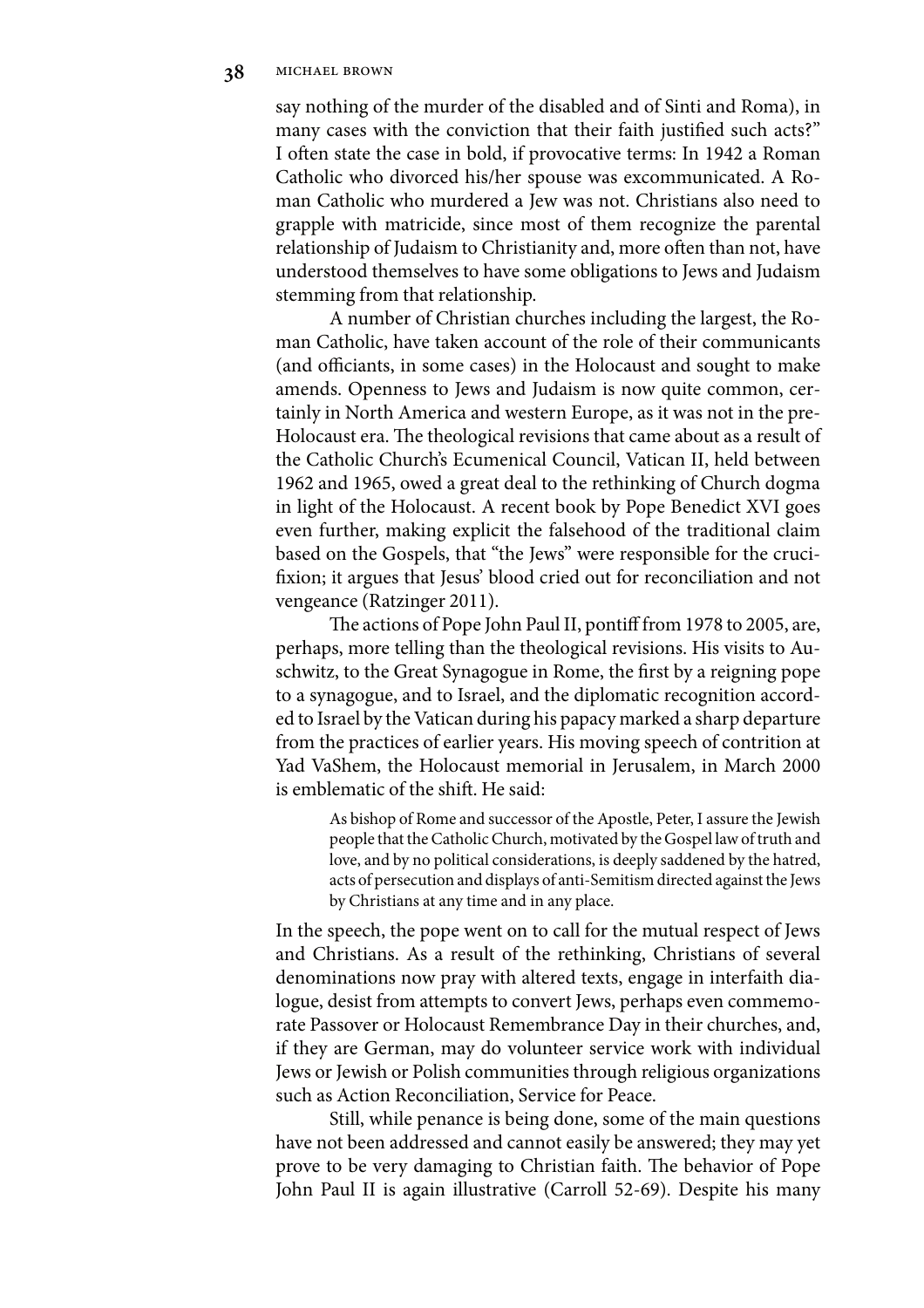say nothing of the murder of the disabled and of Sinti and Roma), in many cases with the conviction that their faith justified such acts?" I often state the case in bold, if provocative terms: In 1942 a Roman Catholic who divorced his/her spouse was excommunicated. A Roman Catholic who murdered a Jew was not. Christians also need to grapple with matricide, since most of them recognize the parental relationship of Judaism to Christianity and, more often than not, have understood themselves to have some obligations to Jews and Judaism stemming from that relationship.

A number of Christian churches including the largest, the Roman Catholic, have taken account of the role of their communicants (and officiants, in some cases) in the Holocaust and sought to make amends. Openness to Jews and Judaism is now quite common, certainly in North America and western Europe, as it was not in the pre-Holocaust era. The theological revisions that came about as a result of the Catholic Church's Ecumenical Council, Vatican II, held between 1962 and 1965, owed a great deal to the rethinking of Church dogma in light of the Holocaust. A recent book by Pope Benedict XVI goes even further, making explicit the falsehood of the traditional claim based on the Gospels, that "the Jews" were responsible for the crucifixion; it argues that Jesus' blood cried out for reconciliation and not vengeance (Ratzinger 2011).

The actions of Pope John Paul II, pontiff from 1978 to 2005, are, perhaps, more telling than the theological revisions. His visits to Auschwitz, to the Great Synagogue in Rome, the first by a reigning pope to a synagogue, and to Israel, and the diplomatic recognition accorded to Israel by the Vatican during his papacy marked a sharp departure from the practices of earlier years. His moving speech of contrition at Yad VaShem, the Holocaust memorial in Jerusalem, in March 2000 is emblematic of the shift. He said:

> As bishop of Rome and successor of the Apostle, Peter, I assure the Jewish people that the Catholic Church, motivated by the Gospel law of truth and love, and by no political considerations, is deeply saddened by the hatred, acts of persecution and displays of anti-Semitism directed against the Jews by Christians at any time and in any place.

In the speech, the pope went on to call for the mutual respect of Jews and Christians. As a result of the rethinking, Christians of several denominations now pray with altered texts, engage in interfaith dialogue, desist from attempts to convert Jews, perhaps even commemorate Passover or Holocaust Remembrance Day in their churches, and, if they are German, may do volunteer service work with individual Jews or Jewish or Polish communities through religious organizations such as Action Reconciliation, Service for Peace.

Still, while penance is being done, some of the main questions have not been addressed and cannot easily be answered; they may yet prove to be very damaging to Christian faith. The behavior of Pope John Paul II is again illustrative (Carroll 52-69). Despite his many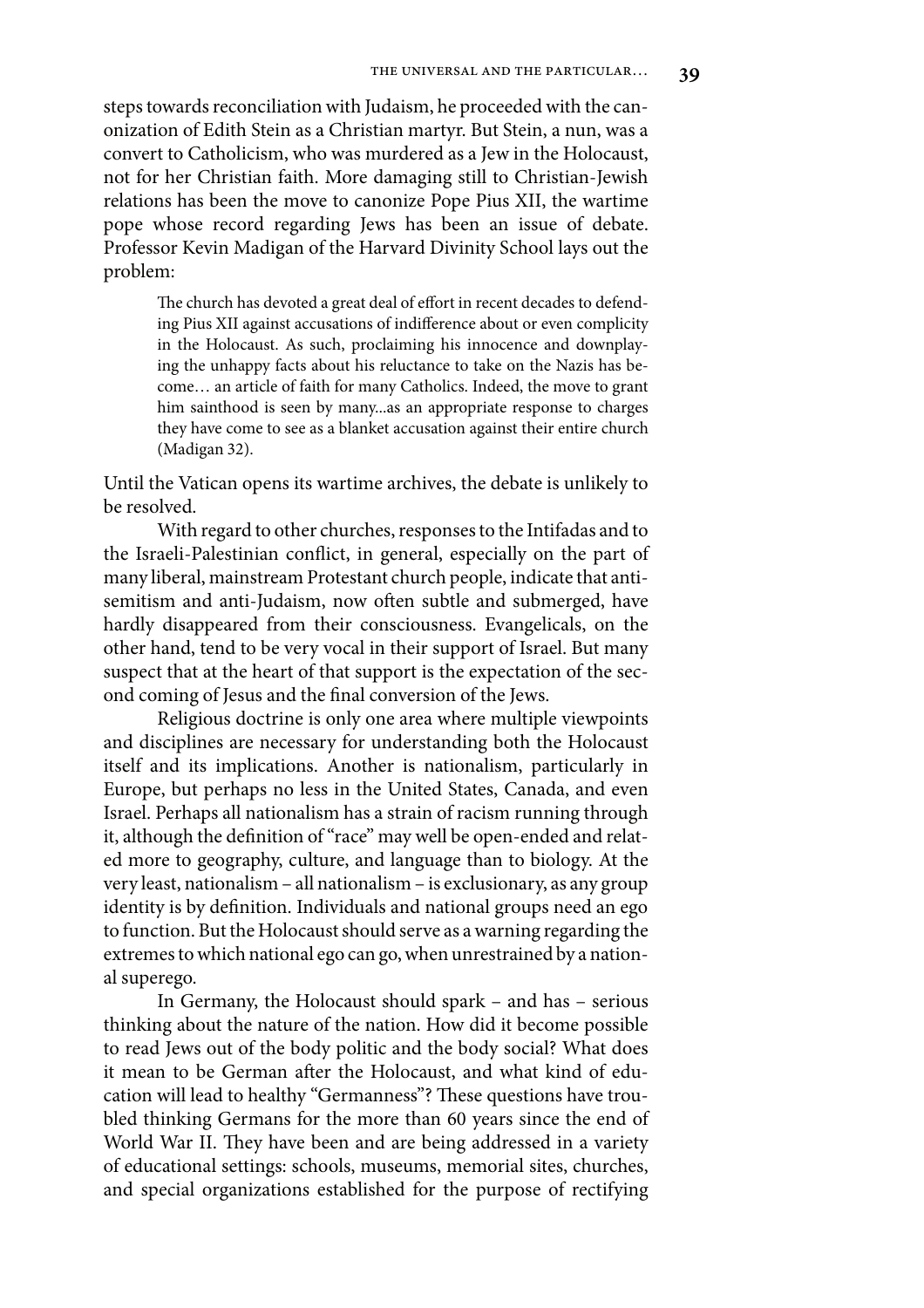steps towards reconciliation with Judaism, he proceeded with the canonization of Edith Stein as a Christian martyr. But Stein, a nun, was a convert to Catholicism, who was murdered as a Jew in the Holocaust, not for her Christian faith. More damaging still to Christian-Jewish relations has been the move to canonize Pope Pius XII, the wartime pope whose record regarding Jews has been an issue of debate. Professor Kevin Madigan of the Harvard Divinity School lays out the problem:

> The church has devoted a great deal of effort in recent decades to defending Pius XII against accusations of indifference about or even complicity in the Holocaust. As such, proclaiming his innocence and downplaying the unhappy facts about his reluctance to take on the Nazis has become… an article of faith for many Catholics. Indeed, the move to grant him sainthood is seen by many...as an appropriate response to charges they have come to see as a blanket accusation against their entire church (Madigan 32).

Until the Vatican opens its wartime archives, the debate is unlikely to be resolved.

With regard to other churches, responses to the Intifadas and to the Israeli-Palestinian conflict, in general, especially on the part of many liberal, mainstream Protestant church people, indicate that antisemitism and anti-Judaism, now often subtle and submerged, have hardly disappeared from their consciousness. Evangelicals, on the other hand, tend to be very vocal in their support of Israel. But many suspect that at the heart of that support is the expectation of the second coming of Jesus and the final conversion of the Jews.

Religious doctrine is only one area where multiple viewpoints and disciplines are necessary for understanding both the Holocaust itself and its implications. Another is nationalism, particularly in Europe, but perhaps no less in the United States, Canada, and even Israel. Perhaps all nationalism has a strain of racism running through it, although the definition of "race" may well be open-ended and related more to geography, culture, and language than to biology. At the very least, nationalism – all nationalism – is exclusionary, as any group identity is by definition. Individuals and national groups need an ego to function. But the Holocaust should serve as a warning regarding the extremes to which national ego can go, when unrestrained by a national superego.

In Germany, the Holocaust should spark – and has – serious thinking about the nature of the nation. How did it become possible to read Jews out of the body politic and the body social? What does it mean to be German after the Holocaust, and what kind of education will lead to healthy "Germanness"? These questions have troubled thinking Germans for the more than 60 years since the end of World War II. They have been and are being addressed in a variety of educational settings: schools, museums, memorial sites, churches, and special organizations established for the purpose of rectifying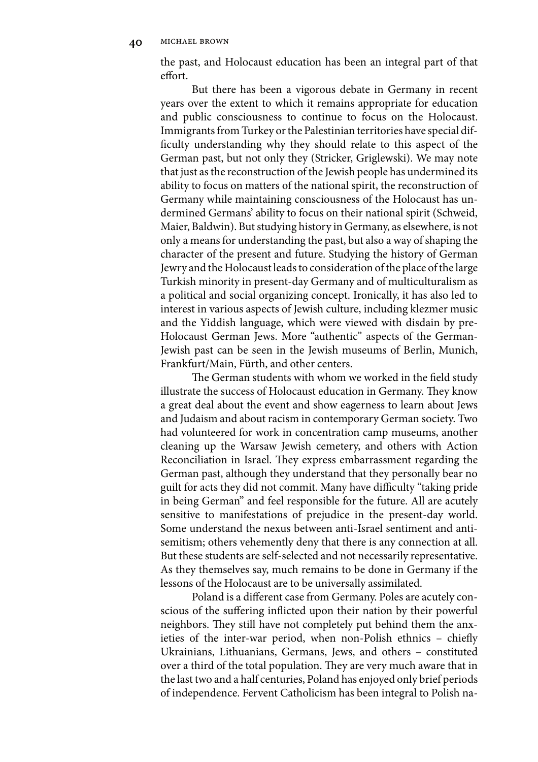the past, and Holocaust education has been an integral part of that effort.

But there has been a vigorous debate in Germany in recent years over the extent to which it remains appropriate for education and public consciousness to continue to focus on the Holocaust. Immigrants from Turkey or the Palestinian territories have special difficulty understanding why they should relate to this aspect of the German past, but not only they (Stricker, Griglewski). We may note that just as the reconstruction of the Jewish people has undermined its ability to focus on matters of the national spirit, the reconstruction of Germany while maintaining consciousness of the Holocaust has undermined Germans' ability to focus on their national spirit (Schweid, Maier, Baldwin). But studying history in Germany, as elsewhere, is not only a means for understanding the past, but also a way of shaping the character of the present and future. Studying the history of German Jewry and the Holocaust leads to consideration of the place of the large Turkish minority in present-day Germany and of multiculturalism as a political and social organizing concept. Ironically, it has also led to interest in various aspects of Jewish culture, including klezmer music and the Yiddish language, which were viewed with disdain by pre-Holocaust German Jews. More "authentic" aspects of the German-Jewish past can be seen in the Jewish museums of Berlin, Munich, Frankfurt/Main, Fürth, and other centers.

The German students with whom we worked in the field study illustrate the success of Holocaust education in Germany. They know a great deal about the event and show eagerness to learn about Jews and Judaism and about racism in contemporary German society. Two had volunteered for work in concentration camp museums, another cleaning up the Warsaw Jewish cemetery, and others with Action Reconciliation in Israel. They express embarrassment regarding the German past, although they understand that they personally bear no guilt for acts they did not commit. Many have difficulty "taking pride in being German" and feel responsible for the future. All are acutely sensitive to manifestations of prejudice in the present-day world. Some understand the nexus between anti-Israel sentiment and antisemitism; others vehemently deny that there is any connection at all. But these students are self-selected and not necessarily representative. As they themselves say, much remains to be done in Germany if the lessons of the Holocaust are to be universally assimilated.

Poland is a different case from Germany. Poles are acutely conscious of the suffering inflicted upon their nation by their powerful neighbors. They still have not completely put behind them the anxieties of the inter-war period, when non-Polish ethnics – chiefly Ukrainians, Lithuanians, Germans, Jews, and others – constituted over a third of the total population. They are very much aware that in the last two and a half centuries, Poland has enjoyed only brief periods of independence. Fervent Catholicism has been integral to Polish na-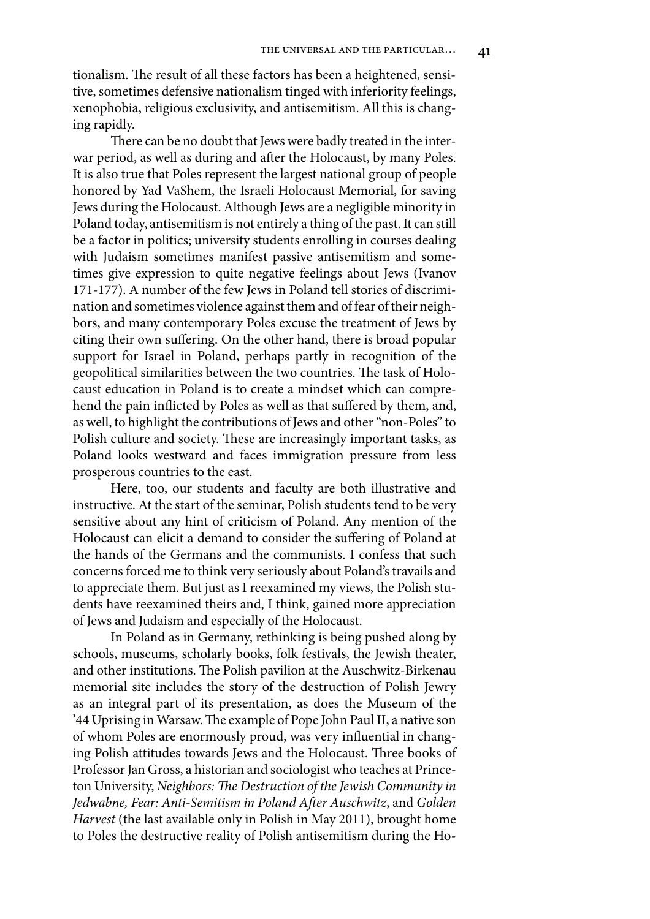tionalism. The result of all these factors has been a heightened, sensitive, sometimes defensive nationalism tinged with inferiority feelings, xenophobia, religious exclusivity, and antisemitism. All this is changing rapidly.

There can be no doubt that Jews were badly treated in the interwar period, as well as during and after the Holocaust, by many Poles. It is also true that Poles represent the largest national group of people honored by Yad VaShem, the Israeli Holocaust Memorial, for saving Jews during the Holocaust. Although Jews are a negligible minority in Poland today, antisemitism is not entirely a thing of the past. It can still be a factor in politics; university students enrolling in courses dealing with Judaism sometimes manifest passive antisemitism and sometimes give expression to quite negative feelings about Jews (Ivanov 171-177). A number of the few Jews in Poland tell stories of discrimination and sometimes violence against them and of fear of their neighbors, and many contemporary Poles excuse the treatment of Jews by citing their own suffering. On the other hand, there is broad popular support for Israel in Poland, perhaps partly in recognition of the geopolitical similarities between the two countries. The task of Holocaust education in Poland is to create a mindset which can comprehend the pain inflicted by Poles as well as that suffered by them, and, as well, to highlight the contributions of Jews and other "non-Poles" to Polish culture and society. These are increasingly important tasks, as Poland looks westward and faces immigration pressure from less prosperous countries to the east.

Here, too, our students and faculty are both illustrative and instructive. At the start of the seminar, Polish students tend to be very sensitive about any hint of criticism of Poland. Any mention of the Holocaust can elicit a demand to consider the suffering of Poland at the hands of the Germans and the communists. I confess that such concerns forced me to think very seriously about Poland's travails and to appreciate them. But just as I reexamined my views, the Polish students have reexamined theirs and, I think, gained more appreciation of Jews and Judaism and especially of the Holocaust.

In Poland as in Germany, rethinking is being pushed along by schools, museums, scholarly books, folk festivals, the Jewish theater, and other institutions. The Polish pavilion at the Auschwitz-Birkenau memorial site includes the story of the destruction of Polish Jewry as an integral part of its presentation, as does the Museum of the '44 Uprising in Warsaw. The example of Pope John Paul II, a native son of whom Poles are enormously proud, was very influential in changing Polish attitudes towards Jews and the Holocaust. Three books of Professor Jan Gross, a historian and sociologist who teaches at Princeton University, *Neighbors: The Destruction of the Jewish Community in Jedwabne, Fear: Anti-Semitism in Poland After Auschwitz*, and *Golden Harvest* (the last available only in Polish in May 2011), brought home to Poles the destructive reality of Polish antisemitism during the Ho-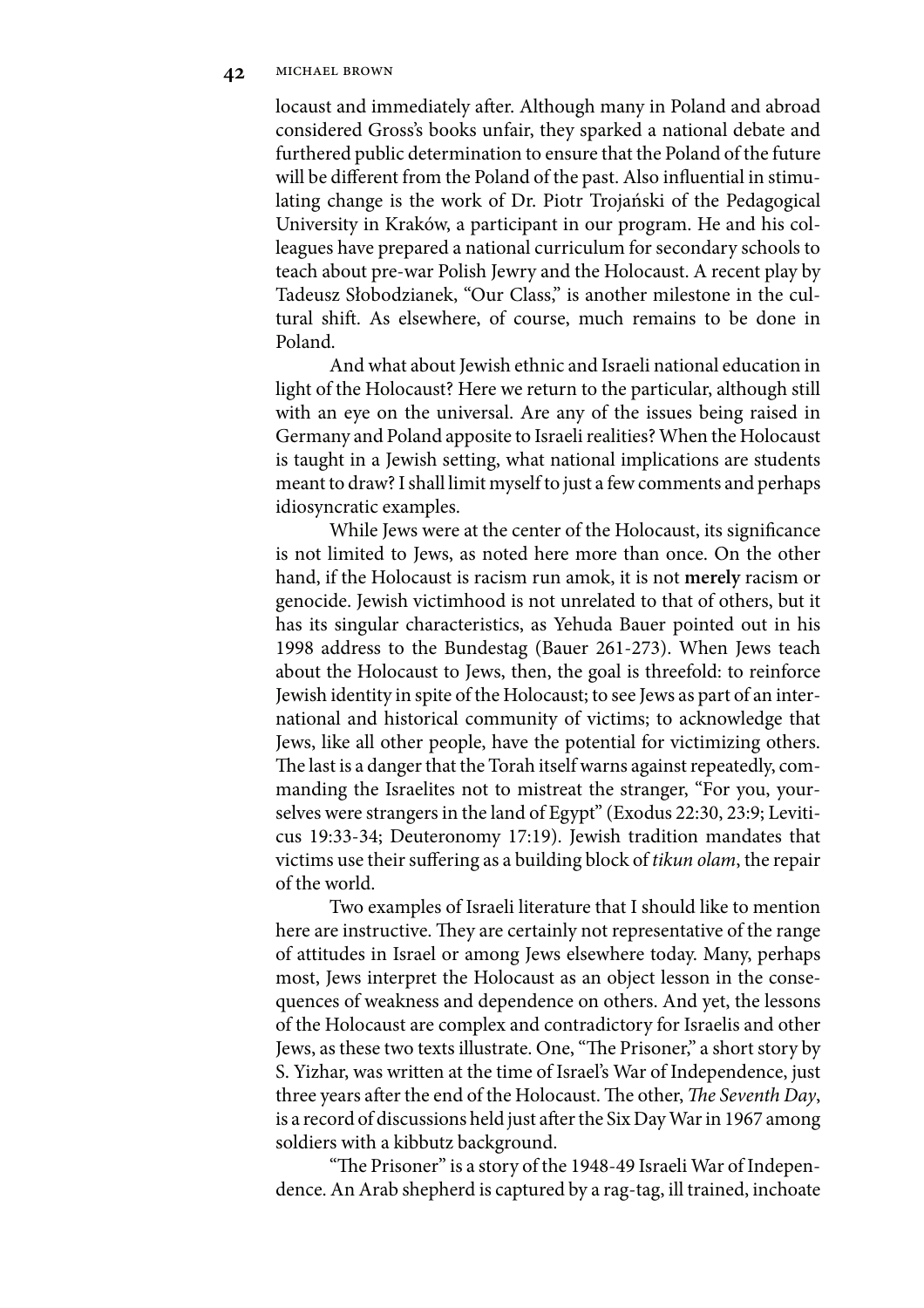locaust and immediately after. Although many in Poland and abroad considered Gross's books unfair, they sparked a national debate and furthered public determination to ensure that the Poland of the future will be different from the Poland of the past. Also influential in stimulating change is the work of Dr. Piotr Trojański of the Pedagogical University in Kraków, a participant in our program. He and his colleagues have prepared a national curriculum for secondary schools to teach about pre-war Polish Jewry and the Holocaust. A recent play by Tadeusz Słobodzianek, "Our Class," is another milestone in the cultural shift. As elsewhere, of course, much remains to be done in Poland.

And what about Jewish ethnic and Israeli national education in light of the Holocaust? Here we return to the particular, although still with an eye on the universal. Are any of the issues being raised in Germany and Poland apposite to Israeli realities? When the Holocaust is taught in a Jewish setting, what national implications are students meant to draw? I shall limit myself to just a few comments and perhaps idiosyncratic examples.

While Jews were at the center of the Holocaust, its significance is not limited to Jews, as noted here more than once. On the other hand, if the Holocaust is racism run amok, it is not **merely** racism or genocide. Jewish victimhood is not unrelated to that of others, but it has its singular characteristics, as Yehuda Bauer pointed out in his 1998 address to the Bundestag (Bauer 261-273). When Jews teach about the Holocaust to Jews, then, the goal is threefold: to reinforce Jewish identity in spite of the Holocaust; to see Jews as part of an international and historical community of victims; to acknowledge that Jews, like all other people, have the potential for victimizing others. The last is a danger that the Torah itself warns against repeatedly, commanding the Israelites not to mistreat the stranger, "For you, yourselves were strangers in the land of Egypt" (Exodus 22:30, 23:9; Leviticus 19:33-34; Deuteronomy 17:19). Jewish tradition mandates that victims use their suffering as a building block of *tikun olam*, the repair of the world.

Two examples of Israeli literature that I should like to mention here are instructive. They are certainly not representative of the range of attitudes in Israel or among Jews elsewhere today. Many, perhaps most, Jews interpret the Holocaust as an object lesson in the consequences of weakness and dependence on others. And yet, the lessons of the Holocaust are complex and contradictory for Israelis and other Jews, as these two texts illustrate. One, "The Prisoner," a short story by S. Yizhar, was written at the time of Israel's War of Independence, just three years after the end of the Holocaust. The other, *The Seventh Day*, is a record of discussions held just after the Six Day War in 1967 among soldiers with a kibbutz background.

"The Prisoner" is a story of the 1948-49 Israeli War of Independence. An Arab shepherd is captured by a rag-tag, ill trained, inchoate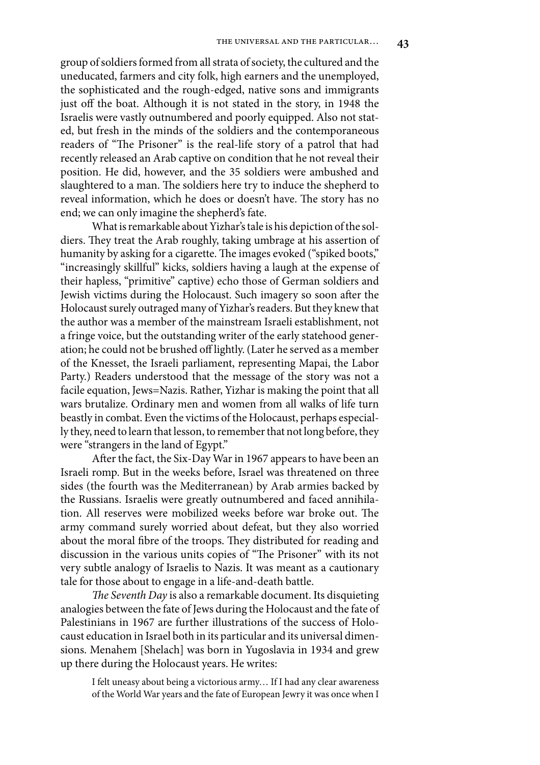group of soldiers formed from all strata of society, the cultured and the uneducated, farmers and city folk, high earners and the unemployed, the sophisticated and the rough-edged, native sons and immigrants just off the boat. Although it is not stated in the story, in 1948 the Israelis were vastly outnumbered and poorly equipped. Also not stated, but fresh in the minds of the soldiers and the contemporaneous readers of "The Prisoner" is the real-life story of a patrol that had recently released an Arab captive on condition that he not reveal their position. He did, however, and the 35 soldiers were ambushed and slaughtered to a man. The soldiers here try to induce the shepherd to reveal information, which he does or doesn't have. The story has no end; we can only imagine the shepherd's fate.

What is remarkable about Yizhar's tale is his depiction of the soldiers. They treat the Arab roughly, taking umbrage at his assertion of humanity by asking for a cigarette. The images evoked ("spiked boots," "increasingly skillful" kicks, soldiers having a laugh at the expense of their hapless, "primitive" captive) echo those of German soldiers and Jewish victims during the Holocaust. Such imagery so soon after the Holocaust surely outraged many of Yizhar's readers. But they knew that the author was a member of the mainstream Israeli establishment, not a fringe voice, but the outstanding writer of the early statehood generation; he could not be brushed off lightly. (Later he served as a member of the Knesset, the Israeli parliament, representing Mapai, the Labor Party.) Readers understood that the message of the story was not a facile equation, Jews=Nazis. Rather, Yizhar is making the point that all wars brutalize. Ordinary men and women from all walks of life turn beastly in combat. Even the victims of the Holocaust, perhaps especially they, need to learn that lesson, to remember that not long before, they were "strangers in the land of Egypt."

After the fact, the Six-Day War in 1967 appears to have been an Israeli romp. But in the weeks before, Israel was threatened on three sides (the fourth was the Mediterranean) by Arab armies backed by the Russians. Israelis were greatly outnumbered and faced annihilation. All reserves were mobilized weeks before war broke out. The army command surely worried about defeat, but they also worried about the moral fibre of the troops. They distributed for reading and discussion in the various units copies of "The Prisoner" with its not very subtle analogy of Israelis to Nazis. It was meant as a cautionary tale for those about to engage in a life-and-death battle.

*The Seventh Day* is also a remarkable document. Its disquieting analogies between the fate of Jews during the Holocaust and the fate of Palestinians in 1967 are further illustrations of the success of Holocaust education in Israel both in its particular and its universal dimensions. Menahem [Shelach] was born in Yugoslavia in 1934 and grew up there during the Holocaust years. He writes:

> I felt uneasy about being a victorious army… If I had any clear awareness of the World War years and the fate of European Jewry it was once when I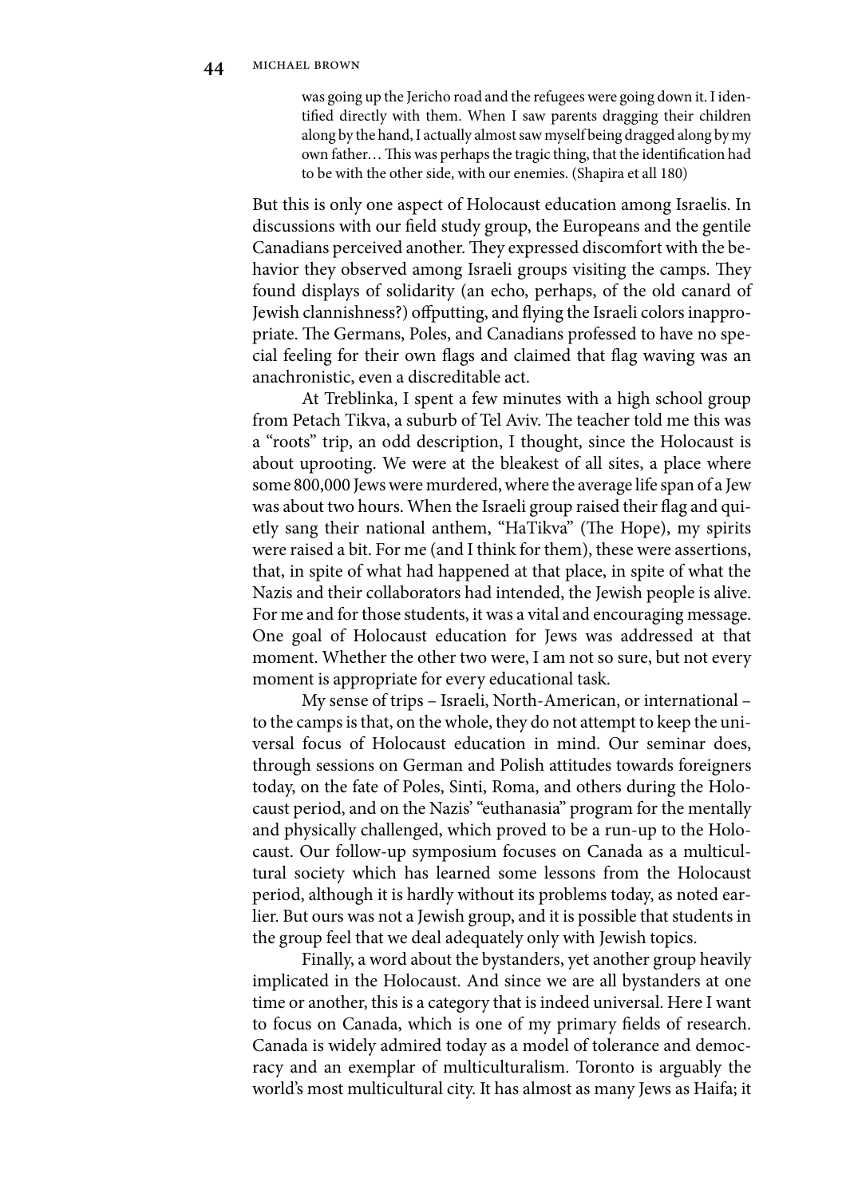> was going up the Jericho road and the refugees were going down it. I identified directly with them. When I saw parents dragging their children along by the hand, I actually almost saw myself being dragged along by my own father… This was perhaps the tragic thing, that the identification had to be with the other side, with our enemies. (Shapira et all 180)

But this is only one aspect of Holocaust education among Israelis. In discussions with our field study group, the Europeans and the gentile Canadians perceived another. They expressed discomfort with the behavior they observed among Israeli groups visiting the camps. They found displays of solidarity (an echo, perhaps, of the old canard of Jewish clannishness?) offputting, and flying the Israeli colors inappropriate. The Germans, Poles, and Canadians professed to have no special feeling for their own flags and claimed that flag waving was an anachronistic, even a discreditable act.

At Treblinka, I spent a few minutes with a high school group from Petach Tikva, a suburb of Tel Aviv. The teacher told me this was a "roots" trip, an odd description, I thought, since the Holocaust is about uprooting. We were at the bleakest of all sites, a place where some 800,000 Jews were murdered, where the average life span of a Jew was about two hours. When the Israeli group raised their flag and quietly sang their national anthem, "HaTikva" (The Hope), my spirits were raised a bit. For me (and I think for them), these were assertions, that, in spite of what had happened at that place, in spite of what the Nazis and their collaborators had intended, the Jewish people is alive. For me and for those students, it was a vital and encouraging message. One goal of Holocaust education for Jews was addressed at that moment. Whether the other two were, I am not so sure, but not every moment is appropriate for every educational task.

My sense of trips – Israeli, North-American, or international – to the camps is that, on the whole, they do not attempt to keep the universal focus of Holocaust education in mind. Our seminar does, through sessions on German and Polish attitudes towards foreigners today, on the fate of Poles, Sinti, Roma, and others during the Holocaust period, and on the Nazis' "euthanasia" program for the mentally and physically challenged, which proved to be a run-up to the Holocaust. Our follow-up symposium focuses on Canada as a multicultural society which has learned some lessons from the Holocaust period, although it is hardly without its problems today, as noted earlier. But ours was not a Jewish group, and it is possible that students in the group feel that we deal adequately only with Jewish topics.

Finally, a word about the bystanders, yet another group heavily implicated in the Holocaust. And since we are all bystanders at one time or another, this is a category that is indeed universal. Here I want to focus on Canada, which is one of my primary fields of research. Canada is widely admired today as a model of tolerance and democracy and an exemplar of multiculturalism. Toronto is arguably the world's most multicultural city. It has almost as many Jews as Haifa; it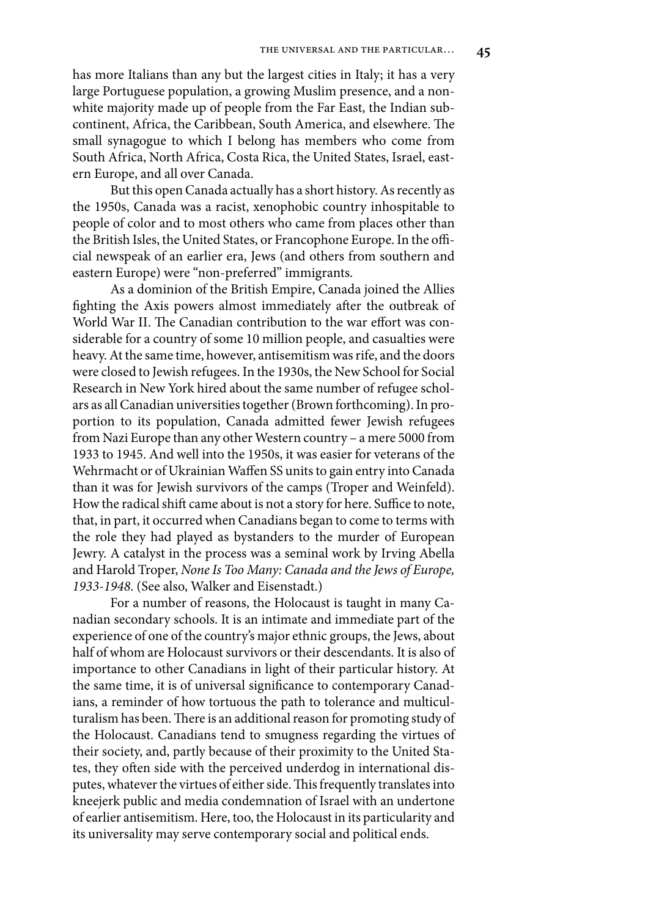has more Italians than any but the largest cities in Italy; it has a very large Portuguese population, a growing Muslim presence, and a non-white majority made up of people from the Far East, the Indian subcontinent, Africa, the Caribbean, South America, and elsewhere. The small synagogue to which I belong has members who come from South Africa, North Africa, Costa Rica, the United States, Israel, eastern Europe, and all over Canada.

But this open Canada actually has a short history. As recently as the 1950s, Canada was a racist, xenophobic country inhospitable to people of color and to most others who came from places other than the British Isles, the United States, or Francophone Europe. In the official newspeak of an earlier era, Jews (and others from southern and eastern Europe) were "non-preferred" immigrants.

As a dominion of the British Empire, Canada joined the Allies fighting the Axis powers almost immediately after the outbreak of World War II. The Canadian contribution to the war effort was considerable for a country of some 10 million people, and casualties were heavy. At the same time, however, antisemitism was rife, and the doors were closed to Jewish refugees. In the 1930s, the New School for Social Research in New York hired about the same number of refugee scholars as all Canadian universities together (Brown forthcoming). In proportion to its population, Canada admitted fewer Jewish refugees from Nazi Europe than any other Western country – a mere 5000 from 1933 to 1945. And well into the 1950s, it was easier for veterans of the Wehrmacht or of Ukrainian Waffen SS units to gain entry into Canada than it was for Jewish survivors of the camps (Troper and Weinfeld). How the radical shift came about is not a story for here. Suffice to note, that, in part, it occurred when Canadians began to come to terms with the role they had played as bystanders to the murder of European Jewry. A catalyst in the process was a seminal work by Irving Abella and Harold Troper, *None Is Too Many: Canada and the Jews of Europe, 1933-1948.* (See also, Walker and Eisenstadt.)

For a number of reasons, the Holocaust is taught in many Canadian secondary schools. It is an intimate and immediate part of the experience of one of the country's major ethnic groups, the Jews, about half of whom are Holocaust survivors or their descendants. It is also of importance to other Canadians in light of their particular history. At the same time, it is of universal significance to contemporary Canadians, a reminder of how tortuous the path to tolerance and multiculturalism has been. There is an additional reason for promoting study of the Holocaust. Canadians tend to smugness regarding the virtues of their society, and, partly because of their proximity to the United States, they often side with the perceived underdog in international disputes, whatever the virtues of either side. This frequently translates into kneejerk public and media condemnation of Israel with an undertone of earlier antisemitism. Here, too, the Holocaust in its particularity and its universality may serve contemporary social and political ends.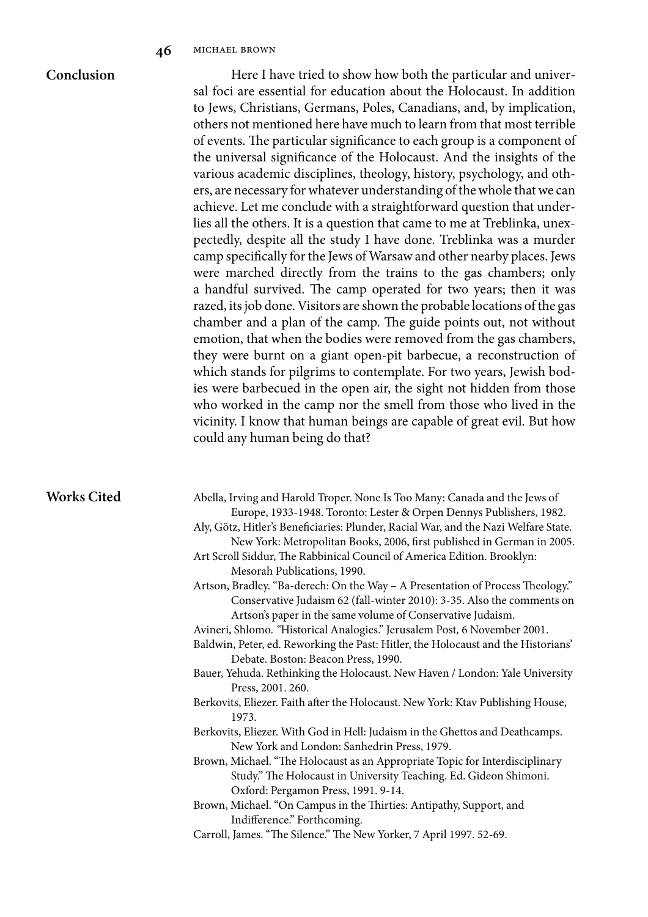## Conclusion

Here I have tried to show how both the particular and universal foci are essential for education about the Holocaust. In addition to Jews, Christians, Germans, Poles, Canadians, and, by implication, others not mentioned here have much to learn from that most terrible of events. The particular significance to each group is a component of the universal significance of the Holocaust. And the insights of the various academic disciplines, theology, history, psychology, and others, are necessary for whatever understanding of the whole that we can achieve. Let me conclude with a straightforward question that underlies all the others. It is a question that came to me at Treblinka, unexpectedly, despite all the study I have done. Treblinka was a murder camp specifically for the Jews of Warsaw and other nearby places. Jews were marched directly from the trains to the gas chambers; only a handful survived. The camp operated for two years; then it was razed, its job done. Visitors are shown the probable locations of the gas chamber and a plan of the camp. The guide points out, not without emotion, that when the bodies were removed from the gas chambers, they were burnt on a giant open-pit barbecue, a reconstruction of which stands for pilgrims to contemplate. For two years, Jewish bodies were barbecued in the open air, the sight not hidden from those who worked in the camp nor the smell from those who lived in the vicinity. I know that human beings are capable of great evil. But how could any human being do that?

## Works Cited

Abella, Irving and Harold Troper. None Is Too Many: Canada and the Jews of Europe, 1933-1948. Toronto: Lester & Orpen Dennys Publishers, 1982.

Aly, Götz, Hitler's Beneficiaries: Plunder, Racial War, and the Nazi Welfare State. New York: Metropolitan Books, 2006, first published in German in 2005.

Art Scroll Siddur, The Rabbinical Council of America Edition. Brooklyn: Mesorah Publications, 1990.

Artson, Bradley. "Ba-derech: On the Way – A Presentation of Process Theology." Conservative Judaism 62 (fall-winter 2010): 3-35. Also the comments on Artson's paper in the same volume of Conservative Judaism.

Avineri, Shlomo. "Historical Analogies." Jerusalem Post, 6 November 2001.

Baldwin, Peter, ed. Reworking the Past: Hitler, the Holocaust and the Historians' Debate. Boston: Beacon Press, 1990.

Bauer, Yehuda. Rethinking the Holocaust. New Haven / London: Yale University Press, 2001. 260.

Berkovits, Eliezer. Faith after the Holocaust. New York: Ktav Publishing House, 1973.

Berkovits, Eliezer. With God in Hell: Judaism in the Ghettos and Deathcamps. New York and London: Sanhedrin Press, 1979.

Brown, Michael. "The Holocaust as an Appropriate Topic for Interdisciplinary Study." The Holocaust in University Teaching. Ed. Gideon Shimoni. Oxford: Pergamon Press, 1991. 9-14.

Brown, Michael. "On Campus in the Thirties: Antipathy, Support, and Indifference." Forthcoming.

Carroll, James. "The Silence." The New Yorker, 7 April 1997. 52-69.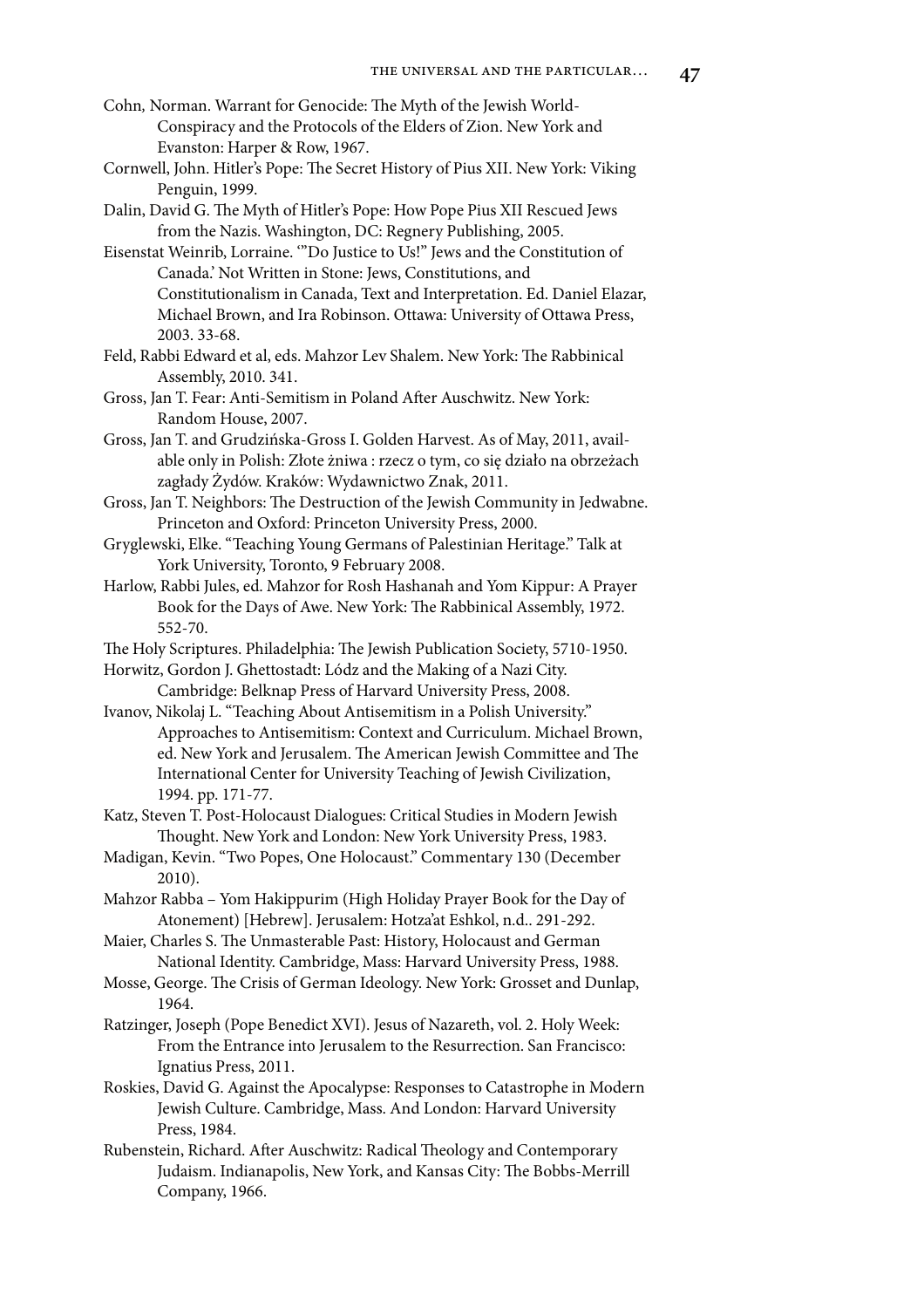Cohn, Norman. Warrant for Genocide: The Myth of the Jewish World-Conspiracy and the Protocols of the Elders of Zion. New York and Evanston: Harper & Row, 1967.

Cornwell, John. Hitler's Pope: The Secret History of Pius XII. New York: Viking Penguin, 1999.

Dalin, David G. The Myth of Hitler's Pope: How Pope Pius XII Rescued Jews from the Nazis. Washington, DC: Regnery Publishing, 2005.

Eisenstat Weinrib, Lorraine. '"Do Justice to Us!" Jews and the Constitution of Canada.' Not Written in Stone: Jews, Constitutions, and Constitutionalism in Canada, Text and Interpretation. Ed. Daniel Elazar, Michael Brown, and Ira Robinson. Ottawa: University of Ottawa Press, 2003. 33-68.

Feld, Rabbi Edward et al, eds. Mahzor Lev Shalem. New York: The Rabbinical Assembly, 2010. 341.

Gross, Jan T. Fear: Anti-Semitism in Poland After Auschwitz. New York: Random House, 2007.

Gross, Jan T. and Grudzińska-Gross I. Golden Harvest. As of May, 2011, available only in Polish: Złote żniwa : rzecz o tym, co się działo na obrzeżach zagłady Żydów. Kraków: Wydawnictwo Znak, 2011.

Gross, Jan T. Neighbors: The Destruction of the Jewish Community in Jedwabne. Princeton and Oxford: Princeton University Press, 2000.

Gryglewski, Elke. "Teaching Young Germans of Palestinian Heritage." Talk at York University, Toronto, 9 February 2008.

Harlow, Rabbi Jules, ed. Mahzor for Rosh Hashanah and Yom Kippur: A Prayer Book for the Days of Awe. New York: The Rabbinical Assembly, 1972. 552-70.

The Holy Scriptures. Philadelphia: The Jewish Publication Society, 5710-1950.

Horwitz, Gordon J. Ghettostadt: Lódz and the Making of a Nazi City. Cambridge: Belknap Press of Harvard University Press, 2008.

Ivanov, Nikolaj L. "Teaching About Antisemitism in a Polish University." Approaches to Antisemitism: Context and Curriculum. Michael Brown, ed. New York and Jerusalem. The American Jewish Committee and The International Center for University Teaching of Jewish Civilization, 1994. pp. 171-77.

Katz, Steven T. Post-Holocaust Dialogues: Critical Studies in Modern Jewish Thought. New York and London: New York University Press, 1983.

Madigan, Kevin. "Two Popes, One Holocaust." Commentary 130 (December 2010).

Mahzor Rabba – Yom Hakippurim (High Holiday Prayer Book for the Day of Atonement) [Hebrew]. Jerusalem: Hotza'at Eshkol, n.d.. 291-292.

Maier, Charles S. The Unmasterable Past: History, Holocaust and German National Identity. Cambridge, Mass: Harvard University Press, 1988.

Mosse, George. The Crisis of German Ideology. New York: Grosset and Dunlap, 1964.

Ratzinger, Joseph (Pope Benedict XVI). Jesus of Nazareth, vol. 2. Holy Week: From the Entrance into Jerusalem to the Resurrection. San Francisco: Ignatius Press, 2011.

Roskies, David G. Against the Apocalypse: Responses to Catastrophe in Modern Jewish Culture. Cambridge, Mass. And London: Harvard University Press, 1984.

Rubenstein, Richard. After Auschwitz: Radical Theology and Contemporary Judaism. Indianapolis, New York, and Kansas City: The Bobbs-Merrill Company, 1966.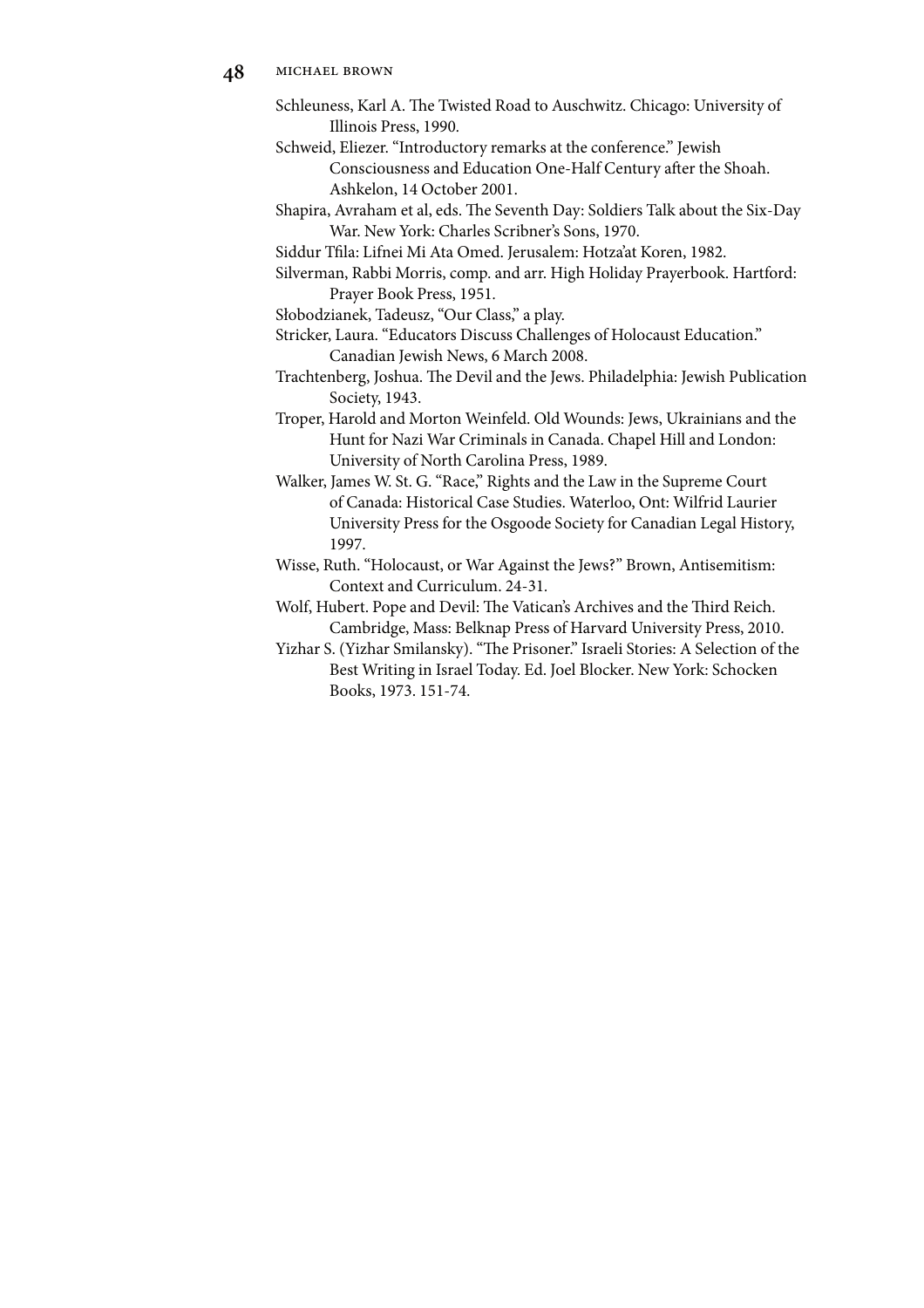Schleuness, Karl A. The Twisted Road to Auschwitz. Chicago: University of Illinois Press, 1990.

Schweid, Eliezer. "Introductory remarks at the conference." Jewish Consciousness and Education One-Half Century after the Shoah. Ashkelon, 14 October 2001.

Shapira, Avraham et al, eds. The Seventh Day: Soldiers Talk about the Six-Day War. New York: Charles Scribner's Sons, 1970.

Siddur Tfila: Lifnei Mi Ata Omed. Jerusalem: Hotza'at Koren, 1982.

Silverman, Rabbi Morris, comp. and arr. High Holiday Prayerbook. Hartford: Prayer Book Press, 1951.

Słobodzianek, Tadeusz, "Our Class," a play.

Stricker, Laura. "Educators Discuss Challenges of Holocaust Education." Canadian Jewish News, 6 March 2008.

Trachtenberg, Joshua. The Devil and the Jews. Philadelphia: Jewish Publication Society, 1943.

Troper, Harold and Morton Weinfeld. Old Wounds: Jews, Ukrainians and the Hunt for Nazi War Criminals in Canada. Chapel Hill and London: University of North Carolina Press, 1989.

Walker, James W. St. G. "Race," Rights and the Law in the Supreme Court of Canada: Historical Case Studies. Waterloo, Ont: Wilfrid Laurier University Press for the Osgoode Society for Canadian Legal History, 1997.

Wisse, Ruth. "Holocaust, or War Against the Jews?" Brown, Antisemitism: Context and Curriculum. 24-31.

Wolf, Hubert. Pope and Devil: The Vatican's Archives and the Third Reich. Cambridge, Mass: Belknap Press of Harvard University Press, 2010.

Yizhar S. (Yizhar Smilansky). "The Prisoner." Israeli Stories: A Selection of the Best Writing in Israel Today. Ed. Joel Blocker. New York: Schocken Books, 1973. 151-74.